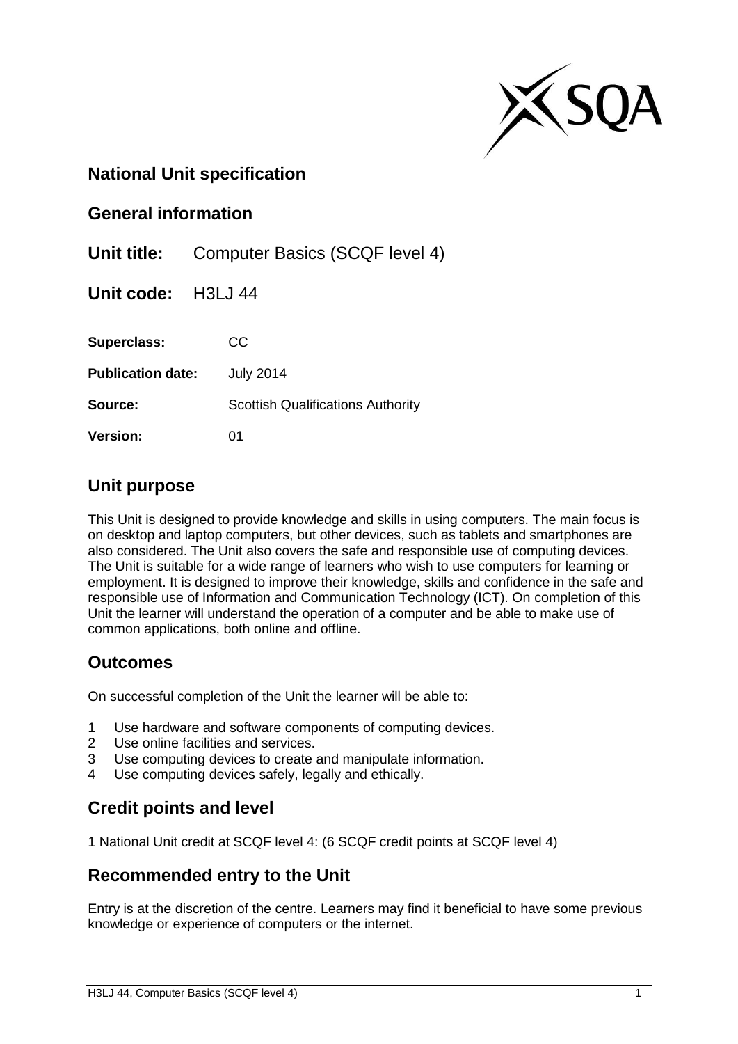## National Unit specification

## General information

**Unit title:** Computer Basics (SCQF level 4)

**Unit code:** H3LJ 44

**Superclass:** CC

**Publication date:** July 2014

**Source:** Scottish Qualifications Authority

**Version:** 01

## Unit purpose

This Unit is designed to provide knowledge and skills in using computers. The main focus is on desktop and laptop computers, but other devices, such as tablets and smartphones are also considered. The Unit also covers the safe and responsible use of computing devices. The Unit is suitable for a wide range of learners who wish to use computers for learning or employment. It is designed to improve their knowledge, skills and confidence in the safe and responsible use of Information and Communication Technology (ICT). On completion of this Unit the learner will understand the operation of a computer and be able to make use of common applications, both online and offline.

## Outcomes

On successful completion of the Unit the learner will be able to:

1 Use hardware and software components of computing devices.
2 Use online facilities and services.
3 Use computing devices to create and manipulate information.
4 Use computing devices safely, legally and ethically.

## Credit points and level

1 National Unit credit at SCQF level 4: (6 SCQF credit points at SCQF level 4)

## Recommended entry to the Unit

Entry is at the discretion of the centre. Learners may find it beneficial to have some previous knowledge or experience of computers or the internet.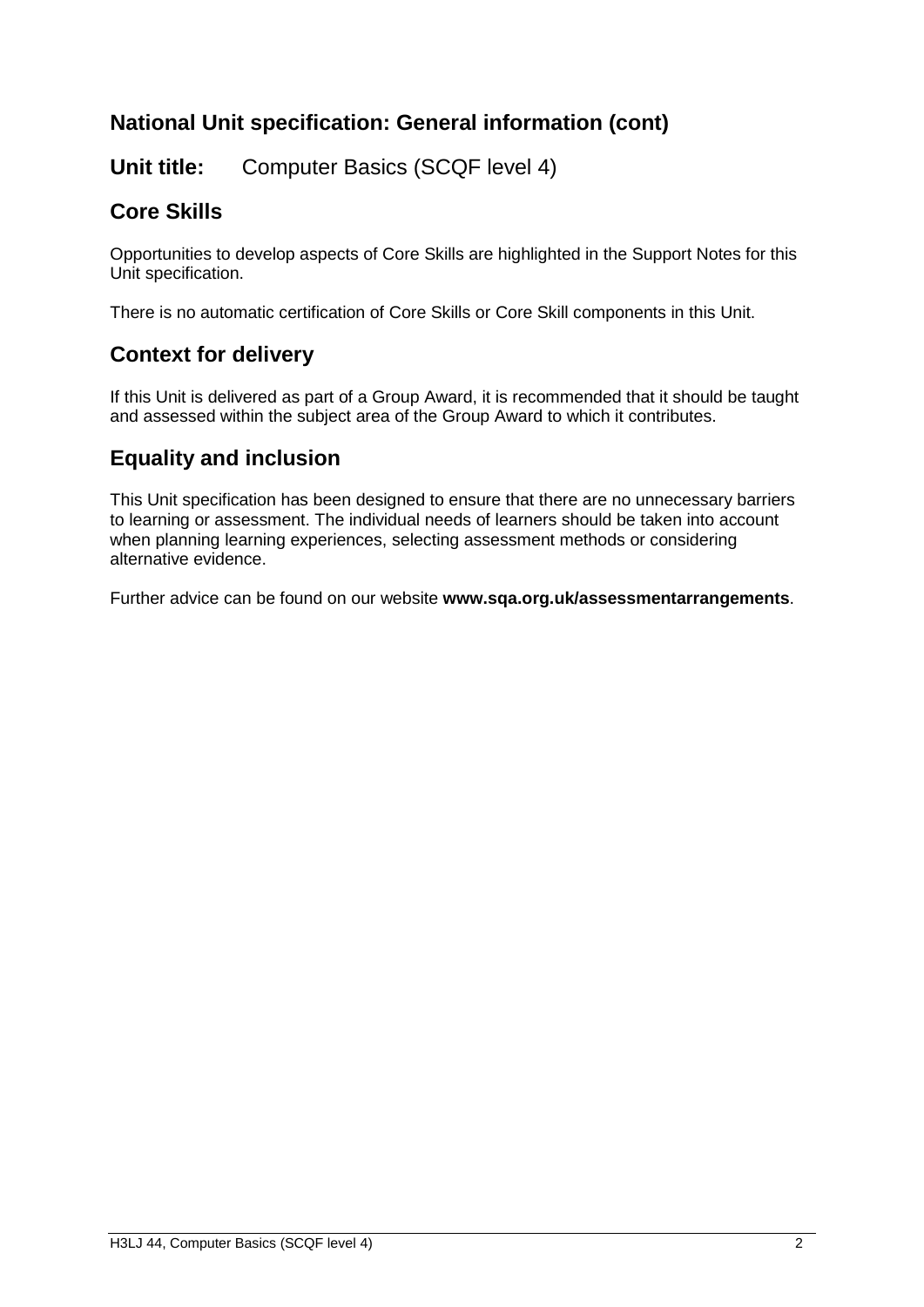## National Unit specification: General information (cont)

**Unit title:** Computer Basics (SCQF level 4)

### Core Skills

Opportunities to develop aspects of Core Skills are highlighted in the Support Notes for this Unit specification.

There is no automatic certification of Core Skills or Core Skill components in this Unit.

### Context for delivery

If this Unit is delivered as part of a Group Award, it is recommended that it should be taught and assessed within the subject area of the Group Award to which it contributes.

### Equality and inclusion

This Unit specification has been designed to ensure that there are no unnecessary barriers to learning or assessment. The individual needs of learners should be taken into account when planning learning experiences, selecting assessment methods or considering alternative evidence.

Further advice can be found on our website **www.sqa.org.uk/assessmentarrangements**.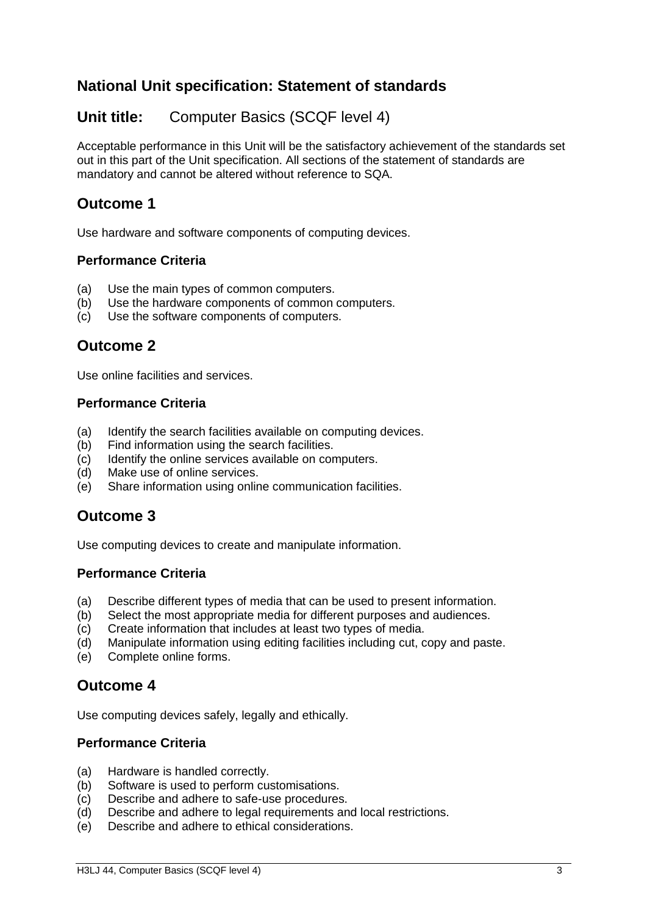## National Unit specification: Statement of standards

## Unit title: Computer Basics (SCQF level 4)

Acceptable performance in this Unit will be the satisfactory achievement of the standards set out in this part of the Unit specification. All sections of the statement of standards are mandatory and cannot be altered without reference to SQA.

## Outcome 1

Use hardware and software components of computing devices.

### Performance Criteria

(a) Use the main types of common computers.
(b) Use the hardware components of common computers.
(c) Use the software components of computers.

## Outcome 2

Use online facilities and services.

### Performance Criteria

(a) Identify the search facilities available on computing devices.
(b) Find information using the search facilities.
(c) Identify the online services available on computers.
(d) Make use of online services.
(e) Share information using online communication facilities.

## Outcome 3

Use computing devices to create and manipulate information.

### Performance Criteria

(a) Describe different types of media that can be used to present information.
(b) Select the most appropriate media for different purposes and audiences.
(c) Create information that includes at least two types of media.
(d) Manipulate information using editing facilities including cut, copy and paste.
(e) Complete online forms.

## Outcome 4

Use computing devices safely, legally and ethically.

### Performance Criteria

(a) Hardware is handled correctly.
(b) Software is used to perform customisations.
(c) Describe and adhere to safe-use procedures.
(d) Describe and adhere to legal requirements and local restrictions.
(e) Describe and adhere to ethical considerations.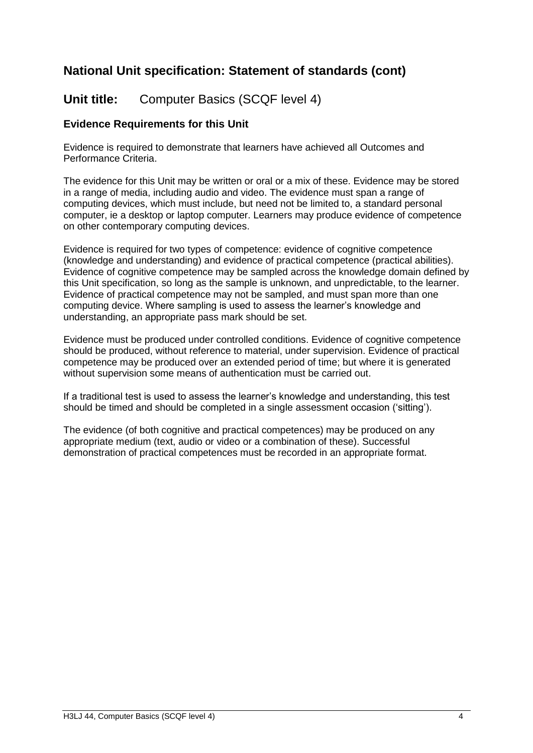## National Unit specification: Statement of standards (cont)

## Unit title: Computer Basics (SCQF level 4)

### Evidence Requirements for this Unit

Evidence is required to demonstrate that learners have achieved all Outcomes and Performance Criteria.

The evidence for this Unit may be written or oral or a mix of these. Evidence may be stored in a range of media, including audio and video. The evidence must span a range of computing devices, which must include, but need not be limited to, a standard personal computer, ie a desktop or laptop computer. Learners may produce evidence of competence on other contemporary computing devices.

Evidence is required for two types of competence: evidence of cognitive competence (knowledge and understanding) and evidence of practical competence (practical abilities). Evidence of cognitive competence may be sampled across the knowledge domain defined by this Unit specification, so long as the sample is unknown, and unpredictable, to the learner. Evidence of practical competence may not be sampled, and must span more than one computing device. Where sampling is used to assess the learner's knowledge and understanding, an appropriate pass mark should be set.

Evidence must be produced under controlled conditions. Evidence of cognitive competence should be produced, without reference to material, under supervision. Evidence of practical competence may be produced over an extended period of time; but where it is generated without supervision some means of authentication must be carried out.

If a traditional test is used to assess the learner's knowledge and understanding, this test should be timed and should be completed in a single assessment occasion ('sitting').

The evidence (of both cognitive and practical competences) may be produced on any appropriate medium (text, audio or video or a combination of these). Successful demonstration of practical competences must be recorded in an appropriate format.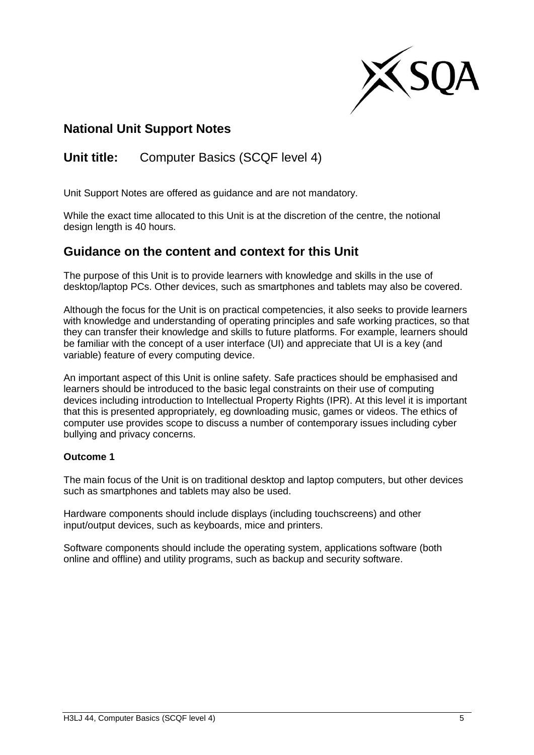## National Unit Support Notes

**Unit title:** Computer Basics (SCQF level 4)

Unit Support Notes are offered as guidance and are not mandatory.

While the exact time allocated to this Unit is at the discretion of the centre, the notional design length is 40 hours.

## Guidance on the content and context for this Unit

The purpose of this Unit is to provide learners with knowledge and skills in the use of desktop/laptop PCs. Other devices, such as smartphones and tablets may also be covered.

Although the focus for the Unit is on practical competencies, it also seeks to provide learners with knowledge and understanding of operating principles and safe working practices, so that they can transfer their knowledge and skills to future platforms. For example, learners should be familiar with the concept of a user interface (UI) and appreciate that UI is a key (and variable) feature of every computing device.

An important aspect of this Unit is online safety. Safe practices should be emphasised and learners should be introduced to the basic legal constraints on their use of computing devices including introduction to Intellectual Property Rights (IPR). At this level it is important that this is presented appropriately, eg downloading music, games or videos. The ethics of computer use provides scope to discuss a number of contemporary issues including cyber bullying and privacy concerns.

**Outcome 1**

The main focus of the Unit is on traditional desktop and laptop computers, but other devices such as smartphones and tablets may also be used.

Hardware components should include displays (including touchscreens) and other input/output devices, such as keyboards, mice and printers.

Software components should include the operating system, applications software (both online and offline) and utility programs, such as backup and security software.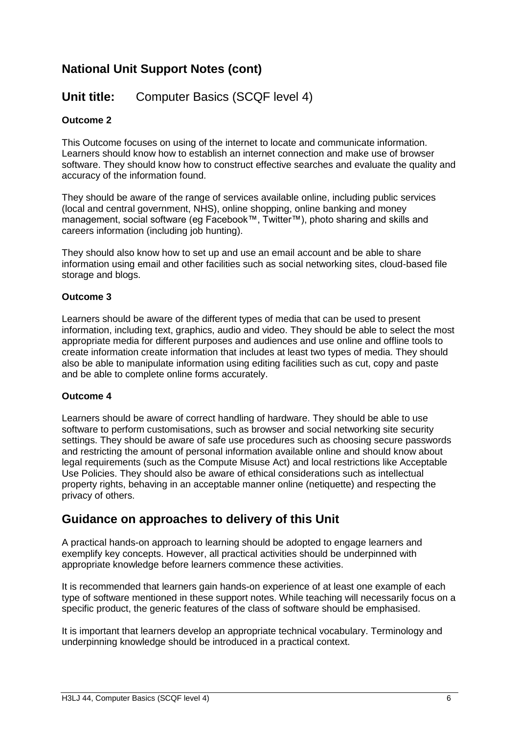## National Unit Support Notes (cont)

## Unit title: Computer Basics (SCQF level 4)

### Outcome 2

This Outcome focuses on using of the internet to locate and communicate information. Learners should know how to establish an internet connection and make use of browser software. They should know how to construct effective searches and evaluate the quality and accuracy of the information found.

They should be aware of the range of services available online, including public services (local and central government, NHS), online shopping, online banking and money management, social software (eg Facebook™, Twitter™), photo sharing and skills and careers information (including job hunting).

They should also know how to set up and use an email account and be able to share information using email and other facilities such as social networking sites, cloud-based file storage and blogs.

### Outcome 3

Learners should be aware of the different types of media that can be used to present information, including text, graphics, audio and video. They should be able to select the most appropriate media for different purposes and audiences and use online and offline tools to create information create information that includes at least two types of media. They should also be able to manipulate information using editing facilities such as cut, copy and paste and be able to complete online forms accurately.

### Outcome 4

Learners should be aware of correct handling of hardware. They should be able to use software to perform customisations, such as browser and social networking site security settings. They should be aware of safe use procedures such as choosing secure passwords and restricting the amount of personal information available online and should know about legal requirements (such as the Compute Misuse Act) and local restrictions like Acceptable Use Policies. They should also be aware of ethical considerations such as intellectual property rights, behaving in an acceptable manner online (netiquette) and respecting the privacy of others.

## Guidance on approaches to delivery of this Unit

A practical hands-on approach to learning should be adopted to engage learners and exemplify key concepts. However, all practical activities should be underpinned with appropriate knowledge before learners commence these activities.

It is recommended that learners gain hands-on experience of at least one example of each type of software mentioned in these support notes. While teaching will necessarily focus on a specific product, the generic features of the class of software should be emphasised.

It is important that learners develop an appropriate technical vocabulary. Terminology and underpinning knowledge should be introduced in a practical context.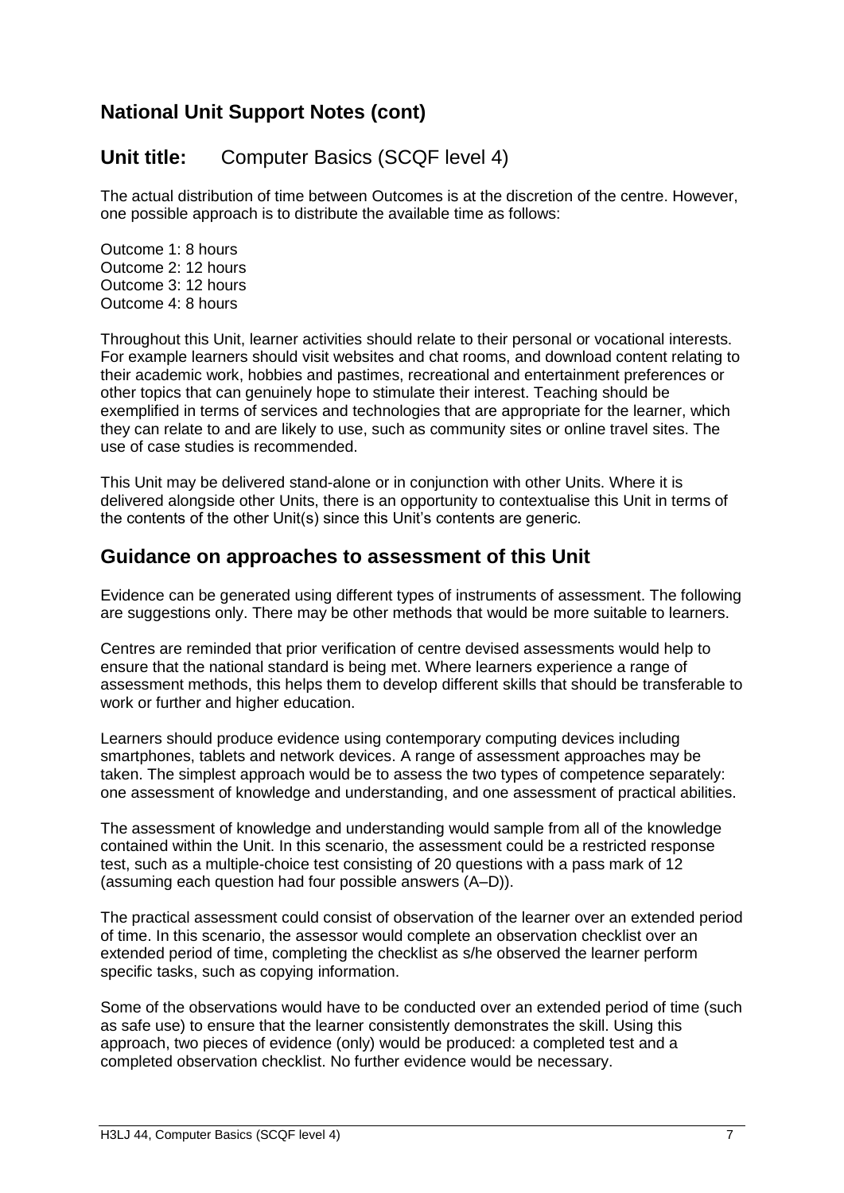## National Unit Support Notes (cont)

## Unit title: Computer Basics (SCQF level 4)

The actual distribution of time between Outcomes is at the discretion of the centre. However, one possible approach is to distribute the available time as follows:

Outcome 1: 8 hours
Outcome 2: 12 hours
Outcome 3: 12 hours
Outcome 4: 8 hours

Throughout this Unit, learner activities should relate to their personal or vocational interests. For example learners should visit websites and chat rooms, and download content relating to their academic work, hobbies and pastimes, recreational and entertainment preferences or other topics that can genuinely hope to stimulate their interest. Teaching should be exemplified in terms of services and technologies that are appropriate for the learner, which they can relate to and are likely to use, such as community sites or online travel sites. The use of case studies is recommended.

This Unit may be delivered stand-alone or in conjunction with other Units. Where it is delivered alongside other Units, there is an opportunity to contextualise this Unit in terms of the contents of the other Unit(s) since this Unit's contents are generic.

## Guidance on approaches to assessment of this Unit

Evidence can be generated using different types of instruments of assessment. The following are suggestions only. There may be other methods that would be more suitable to learners.

Centres are reminded that prior verification of centre devised assessments would help to ensure that the national standard is being met. Where learners experience a range of assessment methods, this helps them to develop different skills that should be transferable to work or further and higher education.

Learners should produce evidence using contemporary computing devices including smartphones, tablets and network devices. A range of assessment approaches may be taken. The simplest approach would be to assess the two types of competence separately: one assessment of knowledge and understanding, and one assessment of practical abilities.

The assessment of knowledge and understanding would sample from all of the knowledge contained within the Unit. In this scenario, the assessment could be a restricted response test, such as a multiple-choice test consisting of 20 questions with a pass mark of 12 (assuming each question had four possible answers (A–D)).

The practical assessment could consist of observation of the learner over an extended period of time. In this scenario, the assessor would complete an observation checklist over an extended period of time, completing the checklist as s/he observed the learner perform specific tasks, such as copying information.

Some of the observations would have to be conducted over an extended period of time (such as safe use) to ensure that the learner consistently demonstrates the skill. Using this approach, two pieces of evidence (only) would be produced: a completed test and a completed observation checklist. No further evidence would be necessary.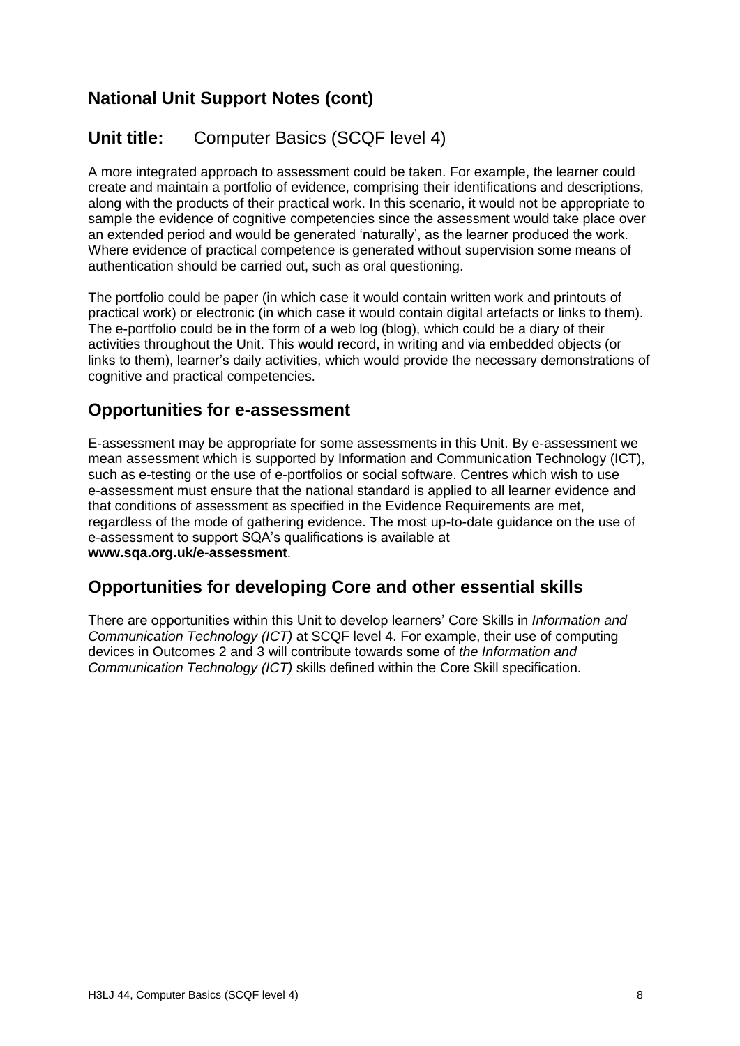## National Unit Support Notes (cont)

## Unit title: Computer Basics (SCQF level 4)

A more integrated approach to assessment could be taken. For example, the learner could create and maintain a portfolio of evidence, comprising their identifications and descriptions, along with the products of their practical work. In this scenario, it would not be appropriate to sample the evidence of cognitive competencies since the assessment would take place over an extended period and would be generated 'naturally', as the learner produced the work. Where evidence of practical competence is generated without supervision some means of authentication should be carried out, such as oral questioning.

The portfolio could be paper (in which case it would contain written work and printouts of practical work) or electronic (in which case it would contain digital artefacts or links to them). The e-portfolio could be in the form of a web log (blog), which could be a diary of their activities throughout the Unit. This would record, in writing and via embedded objects (or links to them), learner's daily activities, which would provide the necessary demonstrations of cognitive and practical competencies.

## Opportunities for e-assessment

E-assessment may be appropriate for some assessments in this Unit. By e-assessment we mean assessment which is supported by Information and Communication Technology (ICT), such as e-testing or the use of e-portfolios or social software. Centres which wish to use e-assessment must ensure that the national standard is applied to all learner evidence and that conditions of assessment as specified in the Evidence Requirements are met, regardless of the mode of gathering evidence. The most up-to-date guidance on the use of e-assessment to support SQA's qualifications is available at **www.sqa.org.uk/e-assessment**.

## Opportunities for developing Core and other essential skills

There are opportunities within this Unit to develop learners' Core Skills in *Information and Communication Technology (ICT)* at SCQF level 4. For example, their use of computing devices in Outcomes 2 and 3 will contribute towards some of *the Information and Communication Technology (ICT)* skills defined within the Core Skill specification.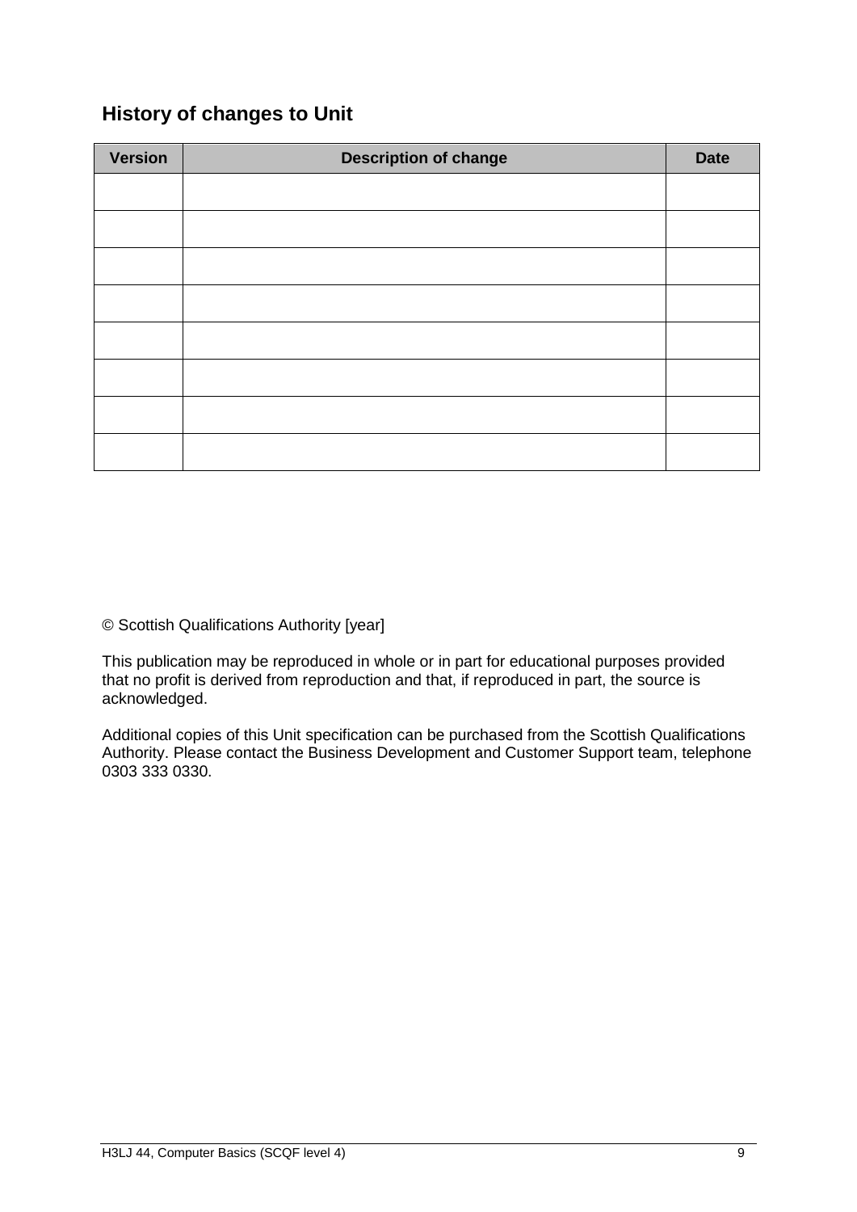## History of changes to Unit

| Version | Description of change | Date |
|---|---|---|
| | | |
| | | |
| | | |
| | | |
| | | |
| | | |
| | | |
| | | |

© Scottish Qualifications Authority [year]

This publication may be reproduced in whole or in part for educational purposes provided that no profit is derived from reproduction and that, if reproduced in part, the source is acknowledged.

Additional copies of this Unit specification can be purchased from the Scottish Qualifications Authority. Please contact the Business Development and Customer Support team, telephone 0303 333 0330.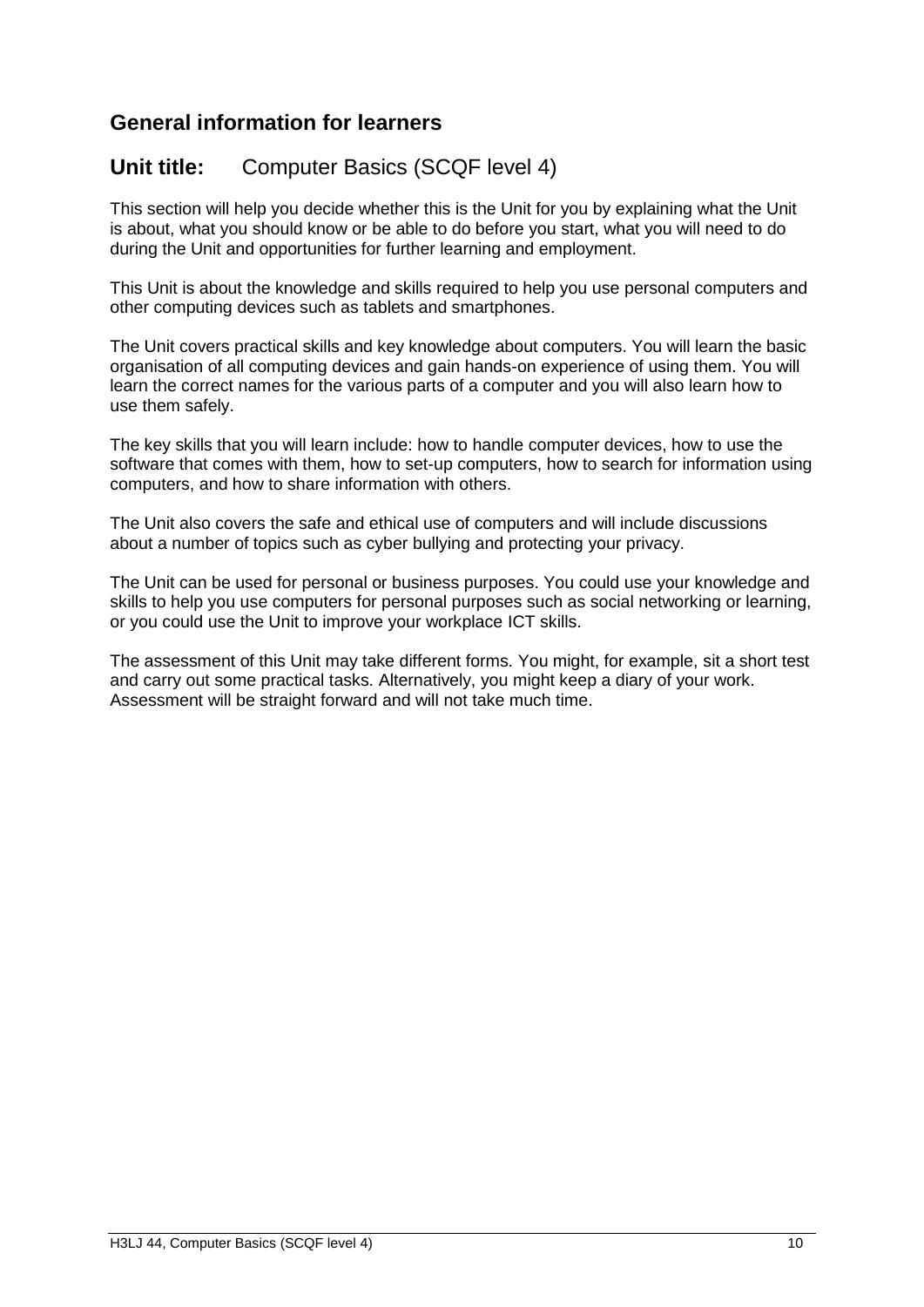## General information for learners

## Unit title: Computer Basics (SCQF level 4)

This section will help you decide whether this is the Unit for you by explaining what the Unit is about, what you should know or be able to do before you start, what you will need to do during the Unit and opportunities for further learning and employment.

This Unit is about the knowledge and skills required to help you use personal computers and other computing devices such as tablets and smartphones.

The Unit covers practical skills and key knowledge about computers. You will learn the basic organisation of all computing devices and gain hands-on experience of using them. You will learn the correct names for the various parts of a computer and you will also learn how to use them safely.

The key skills that you will learn include: how to handle computer devices, how to use the software that comes with them, how to set-up computers, how to search for information using computers, and how to share information with others.

The Unit also covers the safe and ethical use of computers and will include discussions about a number of topics such as cyber bullying and protecting your privacy.

The Unit can be used for personal or business purposes. You could use your knowledge and skills to help you use computers for personal purposes such as social networking or learning, or you could use the Unit to improve your workplace ICT skills.

The assessment of this Unit may take different forms. You might, for example, sit a short test and carry out some practical tasks. Alternatively, you might keep a diary of your work. Assessment will be straight forward and will not take much time.